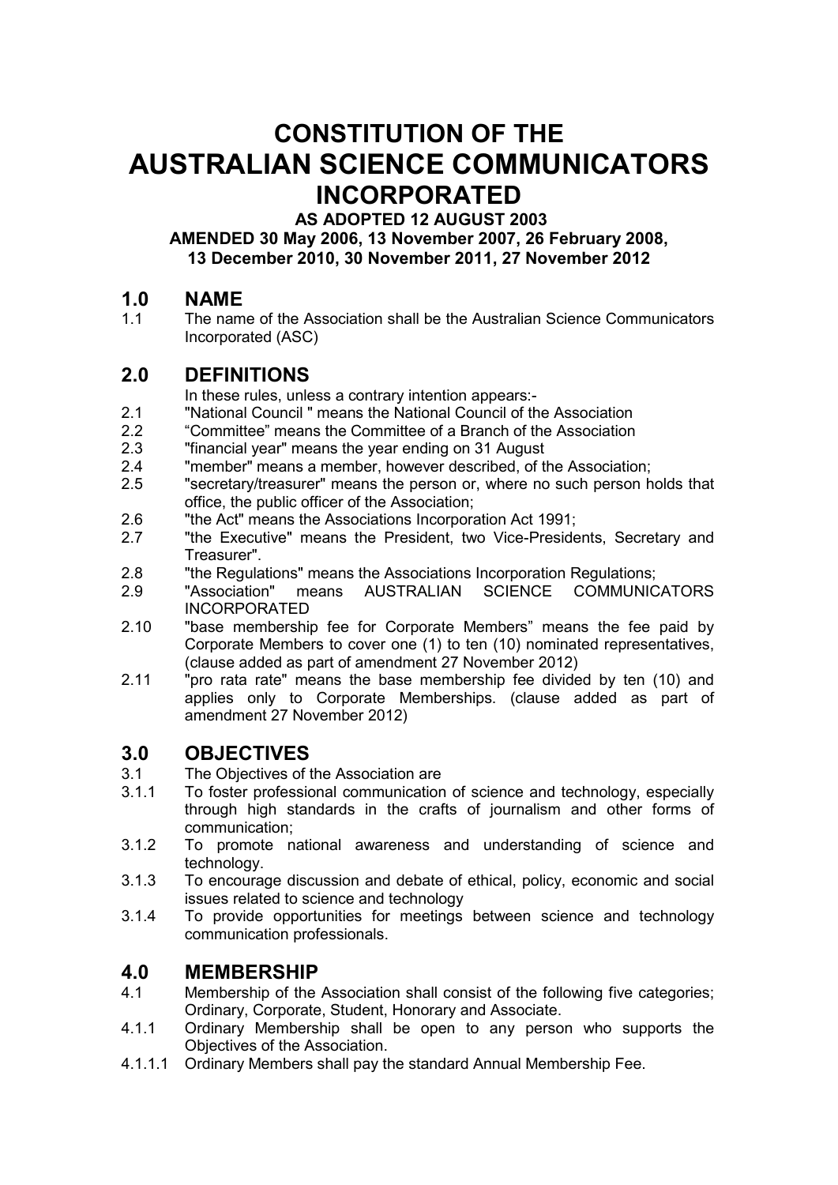# CONSTITUTION OF THE AUSTRALIAN SCIENCE COMMUNICATORS INCORPORATED

**AS ADOPTED 12 AUGUST 2003**

**AMENDED 30 May 2006, 13 November 2007, 26 February 2008, 13 December 2010, 30 November 2011, 27 November 2012**

## 1.0 NAME

1.1 The name of the Association shall be the Australian Science Communicators Incorporated (ASC)

## 2.0 DEFINITIONS

In these rules, unless a contrary intention appears:-

2.1 "National Council " means the National Council of the Association

2.2 "Committee" means the Committee of a Branch of the Association

2.3 "financial year" means the year ending on 31 August

2.4 "member" means a member, however described, of the Association;

2.5 "secretary/treasurer" means the person or, where no such person holds that office, the public officer of the Association;

2.6 "the Act" means the Associations Incorporation Act 1991;

2.7 "the Executive" means the President, two Vice-Presidents, Secretary and Treasurer".

2.8 "the Regulations" means the Associations Incorporation Regulations;

2.9 "Association" means AUSTRALIAN SCIENCE COMMUNICATORS INCORPORATED

2.10 "base membership fee for Corporate Members" means the fee paid by Corporate Members to cover one (1) to ten (10) nominated representatives, (clause added as part of amendment 27 November 2012)

2.11 "pro rata rate" means the base membership fee divided by ten (10) and applies only to Corporate Memberships. (clause added as part of amendment 27 November 2012)

## 3.0 OBJECTIVES

3.1 The Objectives of the Association are

3.1.1 To foster professional communication of science and technology, especially through high standards in the crafts of journalism and other forms of communication;

3.1.2 To promote national awareness and understanding of science and technology.

3.1.3 To encourage discussion and debate of ethical, policy, economic and social issues related to science and technology

3.1.4 To provide opportunities for meetings between science and technology communication professionals.

## 4.0 MEMBERSHIP

4.1 Membership of the Association shall consist of the following five categories; Ordinary, Corporate, Student, Honorary and Associate.

4.1.1 Ordinary Membership shall be open to any person who supports the Objectives of the Association.

4.1.1.1 Ordinary Members shall pay the standard Annual Membership Fee.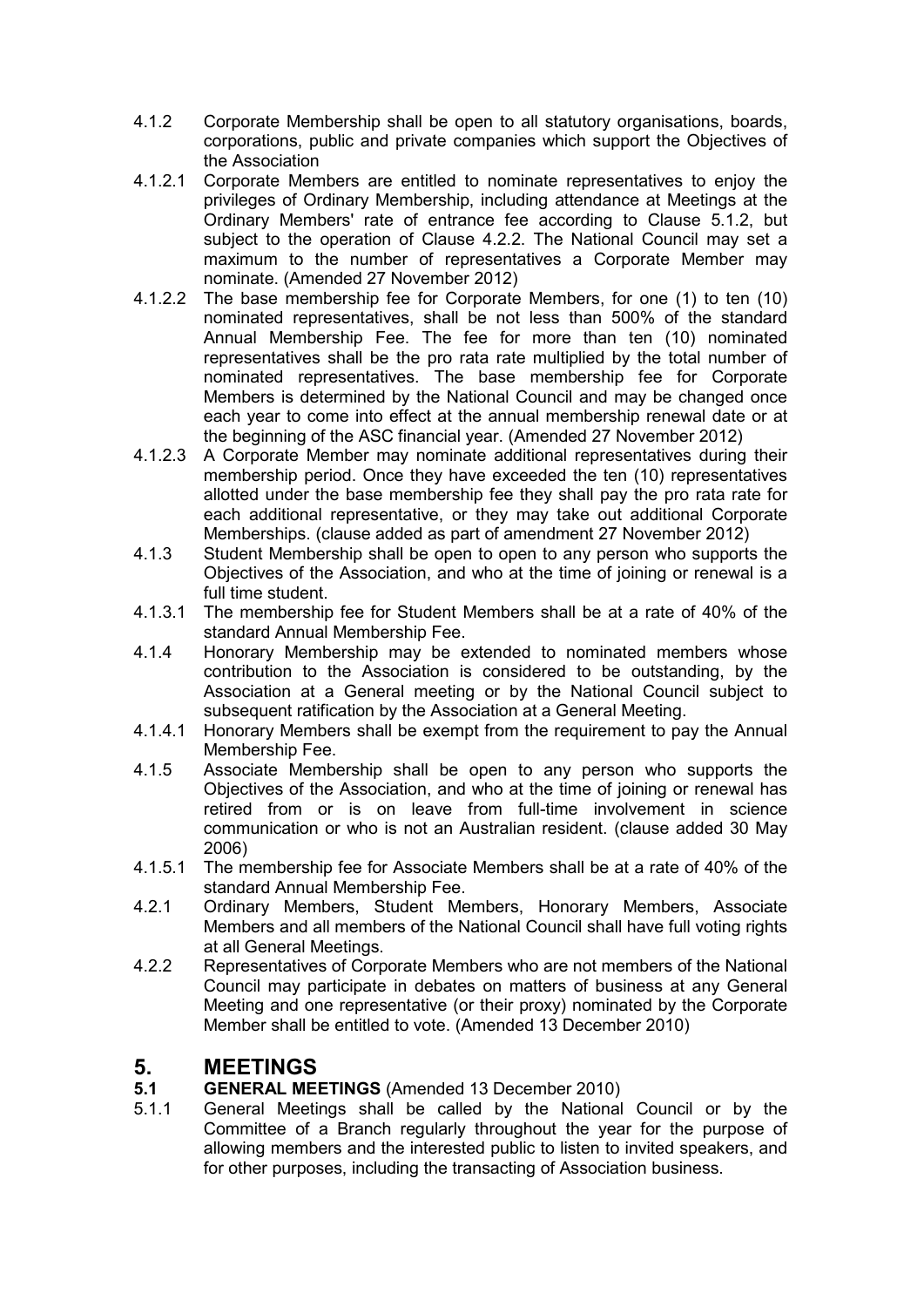4.1.2 Corporate Membership shall be open to all statutory organisations, boards, corporations, public and private companies which support the Objectives of the Association

4.1.2.1 Corporate Members are entitled to nominate representatives to enjoy the privileges of Ordinary Membership, including attendance at Meetings at the Ordinary Members' rate of entrance fee according to Clause 5.1.2, but subject to the operation of Clause 4.2.2. The National Council may set a maximum to the number of representatives a Corporate Member may nominate. (Amended 27 November 2012)

4.1.2.2 The base membership fee for Corporate Members, for one (1) to ten (10) nominated representatives, shall be not less than 500% of the standard Annual Membership Fee. The fee for more than ten (10) nominated representatives shall be the pro rata rate multiplied by the total number of nominated representatives. The base membership fee for Corporate Members is determined by the National Council and may be changed once each year to come into effect at the annual membership renewal date or at the beginning of the ASC financial year. (Amended 27 November 2012)

4.1.2.3 A Corporate Member may nominate additional representatives during their membership period. Once they have exceeded the ten (10) representatives allotted under the base membership fee they shall pay the pro rata rate for each additional representative, or they may take out additional Corporate Memberships. (clause added as part of amendment 27 November 2012)

4.1.3 Student Membership shall be open to open to any person who supports the Objectives of the Association, and who at the time of joining or renewal is a full time student.

4.1.3.1 The membership fee for Student Members shall be at a rate of 40% of the standard Annual Membership Fee.

4.1.4 Honorary Membership may be extended to nominated members whose contribution to the Association is considered to be outstanding, by the Association at a General meeting or by the National Council subject to subsequent ratification by the Association at a General Meeting.

4.1.4.1 Honorary Members shall be exempt from the requirement to pay the Annual Membership Fee.

4.1.5 Associate Membership shall be open to any person who supports the Objectives of the Association, and who at the time of joining or renewal has retired from or is on leave from full-time involvement in science communication or who is not an Australian resident. (clause added 30 May 2006)

4.1.5.1 The membership fee for Associate Members shall be at a rate of 40% of the standard Annual Membership Fee.

4.2.1 Ordinary Members, Student Members, Honorary Members, Associate Members and all members of the National Council shall have full voting rights at all General Meetings.

4.2.2 Representatives of Corporate Members who are not members of the National Council may participate in debates on matters of business at any General Meeting and one representative (or their proxy) nominated by the Corporate Member shall be entitled to vote. (Amended 13 December 2010)

# 5. MEETINGS

## 5.1 GENERAL MEETINGS (Amended 13 December 2010)

5.1.1 General Meetings shall be called by the National Council or by the Committee of a Branch regularly throughout the year for the purpose of allowing members and the interested public to listen to invited speakers, and for other purposes, including the transacting of Association business.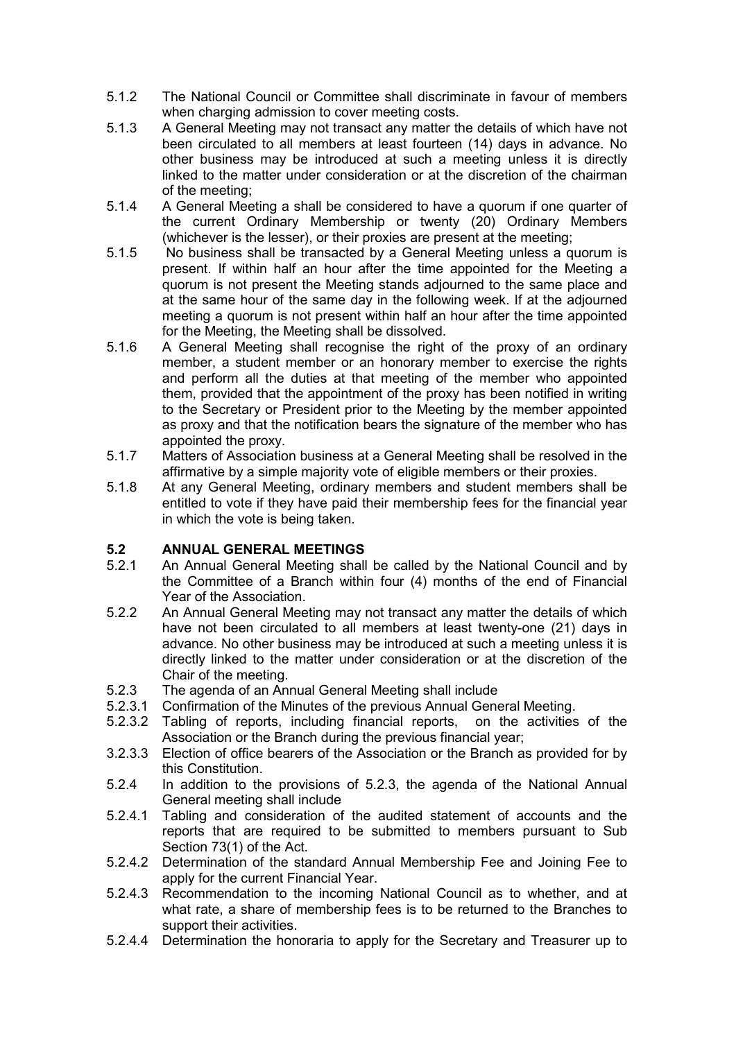5.1.2 The National Council or Committee shall discriminate in favour of members when charging admission to cover meeting costs.

5.1.3 A General Meeting may not transact any matter the details of which have not been circulated to all members at least fourteen (14) days in advance. No other business may be introduced at such a meeting unless it is directly linked to the matter under consideration or at the discretion of the chairman of the meeting;

5.1.4 A General Meeting a shall be considered to have a quorum if one quarter of the current Ordinary Membership or twenty (20) Ordinary Members (whichever is the lesser), or their proxies are present at the meeting;

5.1.5 No business shall be transacted by a General Meeting unless a quorum is present. If within half an hour after the time appointed for the Meeting a quorum is not present the Meeting stands adjourned to the same place and at the same hour of the same day in the following week. If at the adjourned meeting a quorum is not present within half an hour after the time appointed for the Meeting, the Meeting shall be dissolved.

5.1.6 A General Meeting shall recognise the right of the proxy of an ordinary member, a student member or an honorary member to exercise the rights and perform all the duties at that meeting of the member who appointed them, provided that the appointment of the proxy has been notified in writing to the Secretary or President prior to the Meeting by the member appointed as proxy and that the notification bears the signature of the member who has appointed the proxy.

5.1.7 Matters of Association business at a General Meeting shall be resolved in the affirmative by a simple majority vote of eligible members or their proxies.

5.1.8 At any General Meeting, ordinary members and student members shall be entitled to vote if they have paid their membership fees for the financial year in which the vote is being taken.

## 5.2 ANNUAL GENERAL MEETINGS

5.2.1 An Annual General Meeting shall be called by the National Council and by the Committee of a Branch within four (4) months of the end of Financial Year of the Association.

5.2.2 An Annual General Meeting may not transact any matter the details of which have not been circulated to all members at least twenty-one (21) days in advance. No other business may be introduced at such a meeting unless it is directly linked to the matter under consideration or at the discretion of the Chair of the meeting.

5.2.3 The agenda of an Annual General Meeting shall include

5.2.3.1 Confirmation of the Minutes of the previous Annual General Meeting.

5.2.3.2 Tabling of reports, including financial reports, on the activities of the Association or the Branch during the previous financial year;

3.2.3.3 Election of office bearers of the Association or the Branch as provided for by this Constitution.

5.2.4 In addition to the provisions of 5.2.3, the agenda of the National Annual General meeting shall include

5.2.4.1 Tabling and consideration of the audited statement of accounts and the reports that are required to be submitted to members pursuant to Sub Section 73(1) of the Act.

5.2.4.2 Determination of the standard Annual Membership Fee and Joining Fee to apply for the current Financial Year.

5.2.4.3 Recommendation to the incoming National Council as to whether, and at what rate, a share of membership fees is to be returned to the Branches to support their activities.

5.2.4.4 Determination the honoraria to apply for the Secretary and Treasurer up to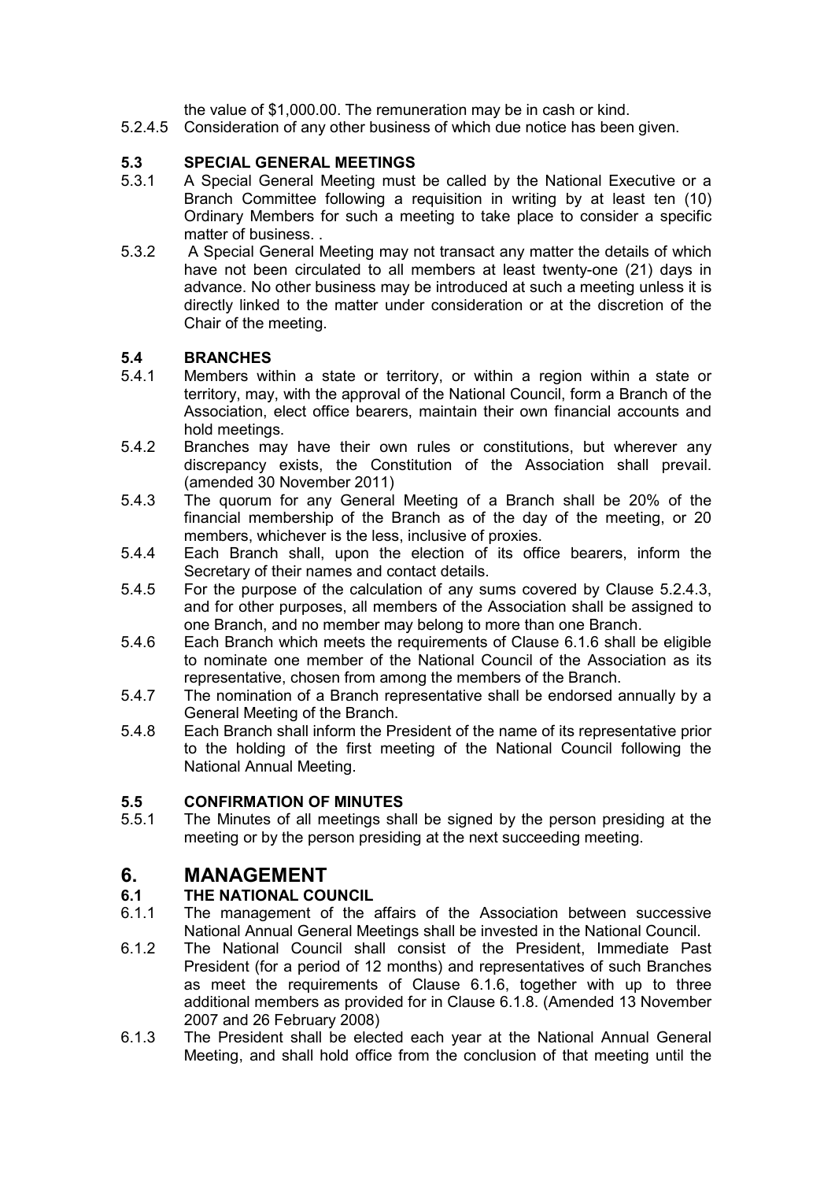the value of $1,000.00. The remuneration may be in cash or kind.

5.2.4.5 Consideration of any other business of which due notice has been given.

### 5.3 SPECIAL GENERAL MEETINGS

5.3.1 A Special General Meeting must be called by the National Executive or a Branch Committee following a requisition in writing by at least ten (10) Ordinary Members for such a meeting to take place to consider a specific matter of business. .

5.3.2 A Special General Meeting may not transact any matter the details of which have not been circulated to all members at least twenty-one (21) days in advance. No other business may be introduced at such a meeting unless it is directly linked to the matter under consideration or at the discretion of the Chair of the meeting.

### 5.4 BRANCHES

5.4.1 Members within a state or territory, or within a region within a state or territory, may, with the approval of the National Council, form a Branch of the Association, elect office bearers, maintain their own financial accounts and hold meetings.

5.4.2 Branches may have their own rules or constitutions, but wherever any discrepancy exists, the Constitution of the Association shall prevail. (amended 30 November 2011)

5.4.3 The quorum for any General Meeting of a Branch shall be 20% of the financial membership of the Branch as of the day of the meeting, or 20 members, whichever is the less, inclusive of proxies.

5.4.4 Each Branch shall, upon the election of its office bearers, inform the Secretary of their names and contact details.

5.4.5 For the purpose of the calculation of any sums covered by Clause 5.2.4.3, and for other purposes, all members of the Association shall be assigned to one Branch, and no member may belong to more than one Branch.

5.4.6 Each Branch which meets the requirements of Clause 6.1.6 shall be eligible to nominate one member of the National Council of the Association as its representative, chosen from among the members of the Branch.

5.4.7 The nomination of a Branch representative shall be endorsed annually by a General Meeting of the Branch.

5.4.8 Each Branch shall inform the President of the name of its representative prior to the holding of the first meeting of the National Council following the National Annual Meeting.

### 5.5 CONFIRMATION OF MINUTES

5.5.1 The Minutes of all meetings shall be signed by the person presiding at the meeting or by the person presiding at the next succeeding meeting.

## 6. MANAGEMENT

### 6.1 THE NATIONAL COUNCIL

6.1.1 The management of the affairs of the Association between successive National Annual General Meetings shall be invested in the National Council.

6.1.2 The National Council shall consist of the President, Immediate Past President (for a period of 12 months) and representatives of such Branches as meet the requirements of Clause 6.1.6, together with up to three additional members as provided for in Clause 6.1.8. (Amended 13 November 2007 and 26 February 2008)

6.1.3 The President shall be elected each year at the National Annual General Meeting, and shall hold office from the conclusion of that meeting until the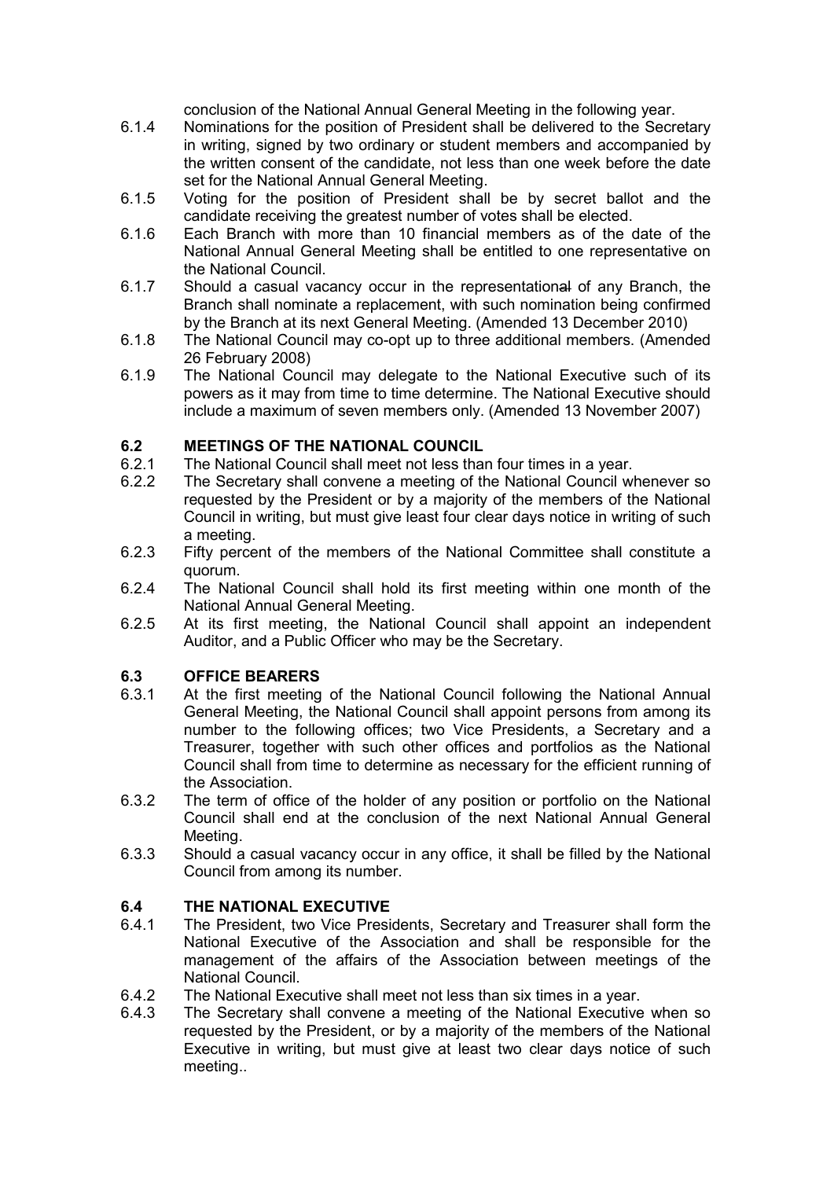conclusion of the National Annual General Meeting in the following year.

6.1.4 Nominations for the position of President shall be delivered to the Secretary in writing, signed by two ordinary or student members and accompanied by the written consent of the candidate, not less than one week before the date set for the National Annual General Meeting.

6.1.5 Voting for the position of President shall be by secret ballot and the candidate receiving the greatest number of votes shall be elected.

6.1.6 Each Branch with more than 10 financial members as of the date of the National Annual General Meeting shall be entitled to one representative on the National Council.

6.1.7 Should a casual vacancy occur in the representational of any Branch, the Branch shall nominate a replacement, with such nomination being confirmed by the Branch at its next General Meeting. (Amended 13 December 2010)

6.1.8 The National Council may co-opt up to three additional members. (Amended 26 February 2008)

6.1.9 The National Council may delegate to the National Executive such of its powers as it may from time to time determine. The National Executive should include a maximum of seven members only. (Amended 13 November 2007)

### 6.2 MEETINGS OF THE NATIONAL COUNCIL

6.2.1 The National Council shall meet not less than four times in a year.

6.2.2 The Secretary shall convene a meeting of the National Council whenever so requested by the President or by a majority of the members of the National Council in writing, but must give least four clear days notice in writing of such a meeting.

6.2.3 Fifty percent of the members of the National Committee shall constitute a quorum.

6.2.4 The National Council shall hold its first meeting within one month of the National Annual General Meeting.

6.2.5 At its first meeting, the National Council shall appoint an independent Auditor, and a Public Officer who may be the Secretary.

### 6.3 OFFICE BEARERS

6.3.1 At the first meeting of the National Council following the National Annual General Meeting, the National Council shall appoint persons from among its number to the following offices; two Vice Presidents, a Secretary and a Treasurer, together with such other offices and portfolios as the National Council shall from time to determine as necessary for the efficient running of the Association.

6.3.2 The term of office of the holder of any position or portfolio on the National Council shall end at the conclusion of the next National Annual General Meeting.

6.3.3 Should a casual vacancy occur in any office, it shall be filled by the National Council from among its number.

### 6.4 THE NATIONAL EXECUTIVE

6.4.1 The President, two Vice Presidents, Secretary and Treasurer shall form the National Executive of the Association and shall be responsible for the management of the affairs of the Association between meetings of the National Council.

6.4.2 The National Executive shall meet not less than six times in a year.

6.4.3 The Secretary shall convene a meeting of the National Executive when so requested by the President, or by a majority of the members of the National Executive in writing, but must give at least two clear days notice of such meeting..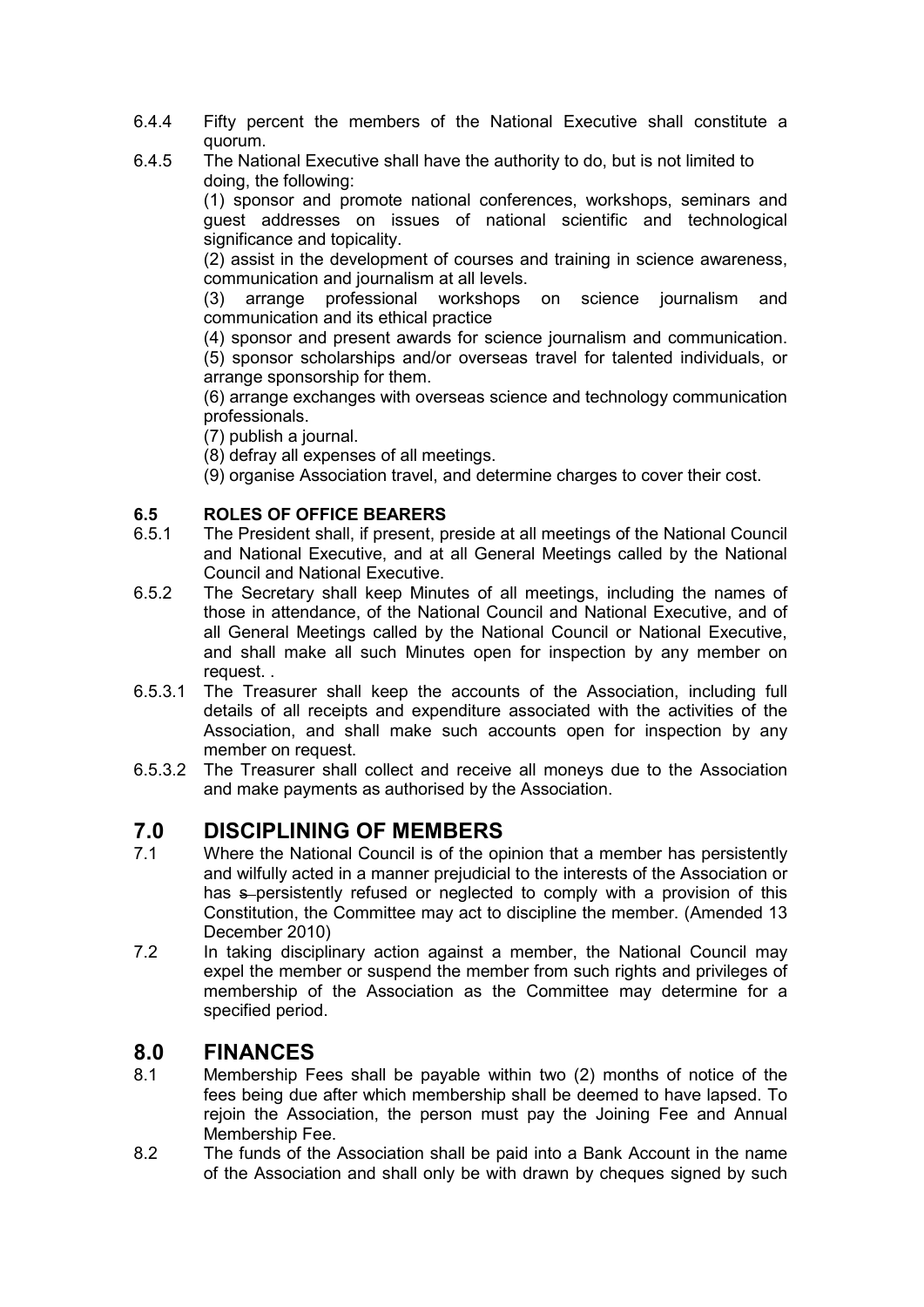6.4.4 Fifty percent the members of the National Executive shall constitute a quorum.

6.4.5 The National Executive shall have the authority to do, but is not limited to doing, the following:

(1) sponsor and promote national conferences, workshops, seminars and guest addresses on issues of national scientific and technological significance and topicality.

(2) assist in the development of courses and training in science awareness, communication and journalism at all levels.

(3) arrange professional workshops on science journalism and communication and its ethical practice

(4) sponsor and present awards for science journalism and communication.

(5) sponsor scholarships and/or overseas travel for talented individuals, or arrange sponsorship for them.

(6) arrange exchanges with overseas science and technology communication professionals.

(7) publish a journal.

(8) defray all expenses of all meetings.

(9) organise Association travel, and determine charges to cover their cost.

### 6.5 ROLES OF OFFICE BEARERS

6.5.1 The President shall, if present, preside at all meetings of the National Council and National Executive, and at all General Meetings called by the National Council and National Executive.

6.5.2 The Secretary shall keep Minutes of all meetings, including the names of those in attendance, of the National Council and National Executive, and of all General Meetings called by the National Council or National Executive, and shall make all such Minutes open for inspection by any member on request. .

6.5.3.1 The Treasurer shall keep the accounts of the Association, including full details of all receipts and expenditure associated with the activities of the Association, and shall make such accounts open for inspection by any member on request.

6.5.3.2 The Treasurer shall collect and receive all moneys due to the Association and make payments as authorised by the Association.

## 7.0 DISCIPLINING OF MEMBERS

7.1 Where the National Council is of the opinion that a member has persistently and wilfully acted in a manner prejudicial to the interests of the Association or has ~~s~~ persistently refused or neglected to comply with a provision of this Constitution, the Committee may act to discipline the member. (Amended 13 December 2010)

7.2 In taking disciplinary action against a member, the National Council may expel the member or suspend the member from such rights and privileges of membership of the Association as the Committee may determine for a specified period.

## 8.0 FINANCES

8.1 Membership Fees shall be payable within two (2) months of notice of the fees being due after which membership shall be deemed to have lapsed. To rejoin the Association, the person must pay the Joining Fee and Annual Membership Fee.

8.2 The funds of the Association shall be paid into a Bank Account in the name of the Association and shall only be with drawn by cheques signed by such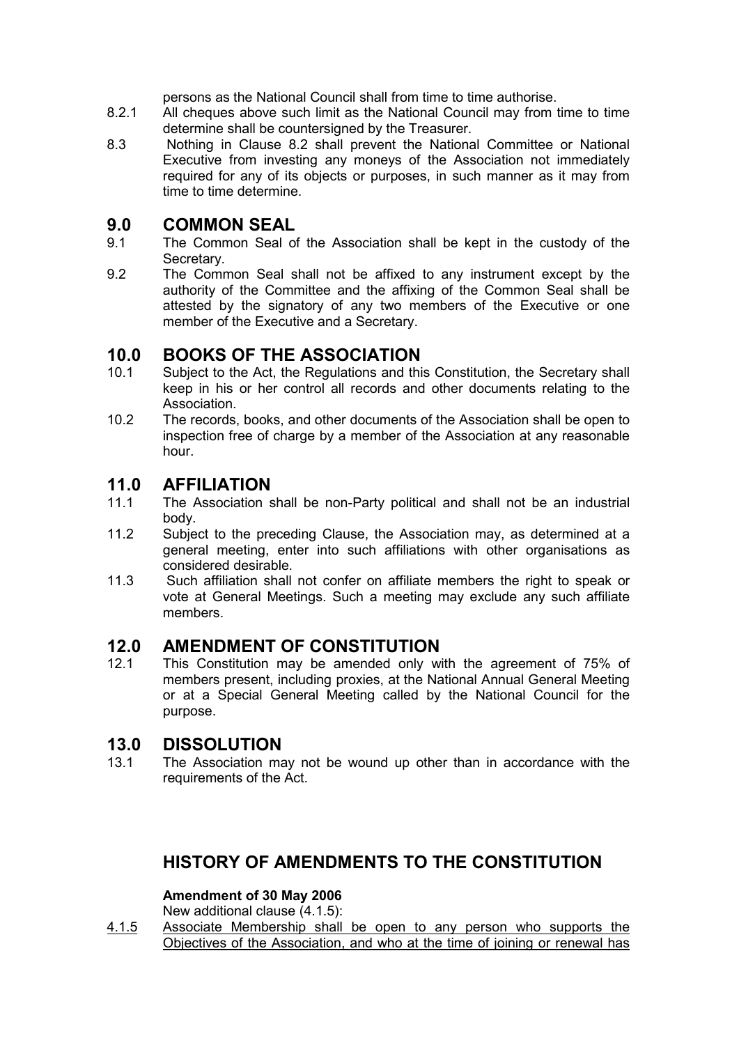persons as the National Council shall from time to time authorise.

8.2.1 All cheques above such limit as the National Council may from time to time determine shall be countersigned by the Treasurer.

8.3 Nothing in Clause 8.2 shall prevent the National Committee or National Executive from investing any moneys of the Association not immediately required for any of its objects or purposes, in such manner as it may from time to time determine.

## 9.0 COMMON SEAL

9.1 The Common Seal of the Association shall be kept in the custody of the Secretary.

9.2 The Common Seal shall not be affixed to any instrument except by the authority of the Committee and the affixing of the Common Seal shall be attested by the signatory of any two members of the Executive or one member of the Executive and a Secretary.

## 10.0 BOOKS OF THE ASSOCIATION

10.1 Subject to the Act, the Regulations and this Constitution, the Secretary shall keep in his or her control all records and other documents relating to the Association.

10.2 The records, books, and other documents of the Association shall be open to inspection free of charge by a member of the Association at any reasonable hour.

## 11.0 AFFILIATION

11.1 The Association shall be non-Party political and shall not be an industrial body.

11.2 Subject to the preceding Clause, the Association may, as determined at a general meeting, enter into such affiliations with other organisations as considered desirable.

11.3 Such affiliation shall not confer on affiliate members the right to speak or vote at General Meetings. Such a meeting may exclude any such affiliate members.

## 12.0 AMENDMENT OF CONSTITUTION

12.1 This Constitution may be amended only with the agreement of 75% of members present, including proxies, at the National Annual General Meeting or at a Special General Meeting called by the National Council for the purpose.

## 13.0 DISSOLUTION

13.1 The Association may not be wound up other than in accordance with the requirements of the Act.

## HISTORY OF AMENDMENTS TO THE CONSTITUTION

**Amendment of 30 May 2006**

New additional clause (4.1.5):

<u>4.1.5</u> <u>Associate Membership shall be open to any person who supports the Objectives of the Association, and who at the time of joining or renewal has</u>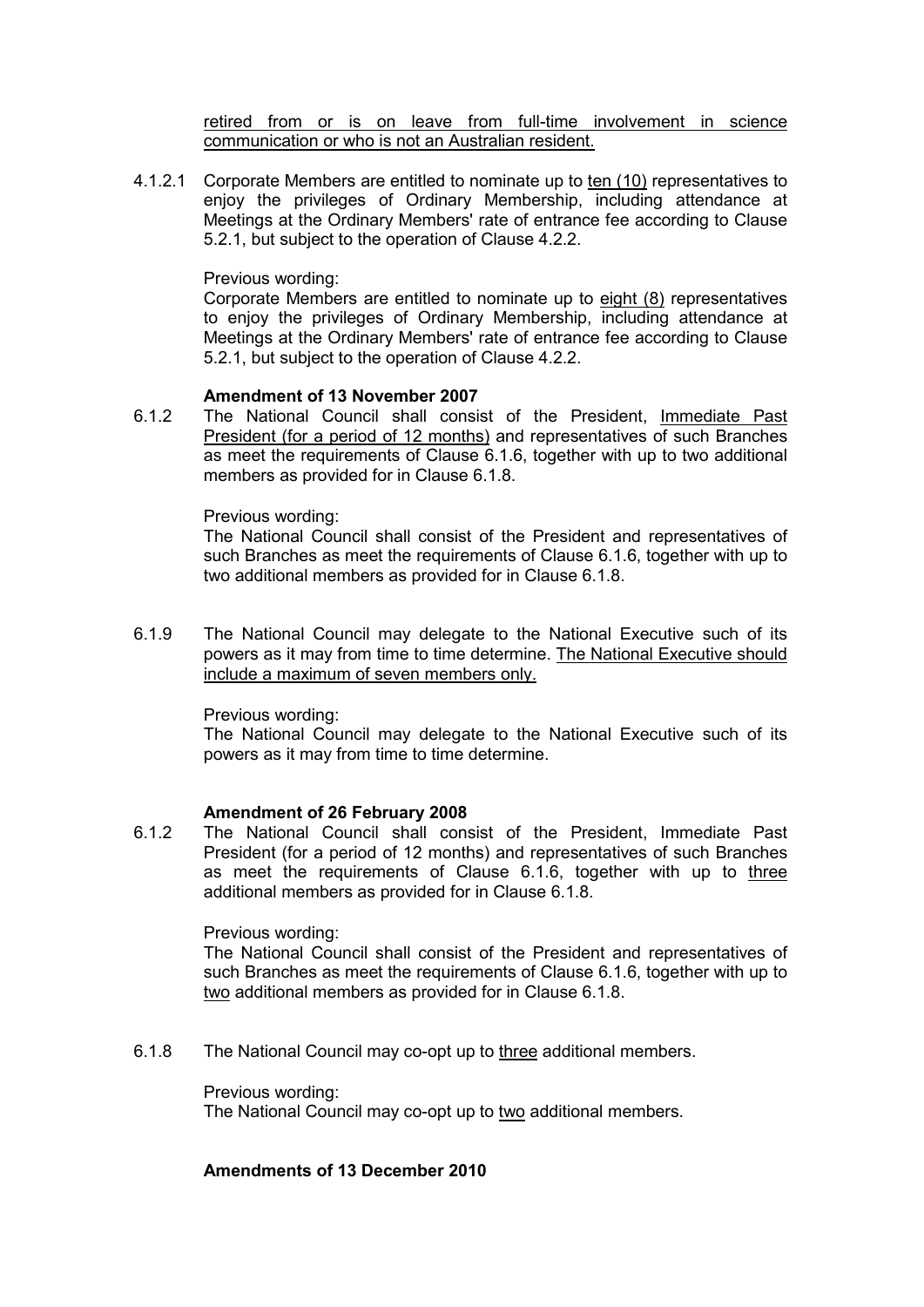retired from or is on leave from full-time involvement in science communication or who is not an Australian resident.

4.1.2.1 Corporate Members are entitled to nominate up to ten (10) representatives to enjoy the privileges of Ordinary Membership, including attendance at Meetings at the Ordinary Members' rate of entrance fee according to Clause 5.2.1, but subject to the operation of Clause 4.2.2.

Previous wording:
Corporate Members are entitled to nominate up to eight (8) representatives to enjoy the privileges of Ordinary Membership, including attendance at Meetings at the Ordinary Members' rate of entrance fee according to Clause 5.2.1, but subject to the operation of Clause 4.2.2.

**Amendment of 13 November 2007**

6.1.2 The National Council shall consist of the President, Immediate Past President (for a period of 12 months) and representatives of such Branches as meet the requirements of Clause 6.1.6, together with up to two additional members as provided for in Clause 6.1.8.

Previous wording:
The National Council shall consist of the President and representatives of such Branches as meet the requirements of Clause 6.1.6, together with up to two additional members as provided for in Clause 6.1.8.

6.1.9 The National Council may delegate to the National Executive such of its powers as it may from time to time determine. The National Executive should include a maximum of seven members only.

Previous wording:
The National Council may delegate to the National Executive such of its powers as it may from time to time determine.

**Amendment of 26 February 2008**

6.1.2 The National Council shall consist of the President, Immediate Past President (for a period of 12 months) and representatives of such Branches as meet the requirements of Clause 6.1.6, together with up to three additional members as provided for in Clause 6.1.8.

Previous wording:
The National Council shall consist of the President and representatives of such Branches as meet the requirements of Clause 6.1.6, together with up to two additional members as provided for in Clause 6.1.8.

6.1.8 The National Council may co-opt up to three additional members.

Previous wording:
The National Council may co-opt up to two additional members.

**Amendments of 13 December 2010**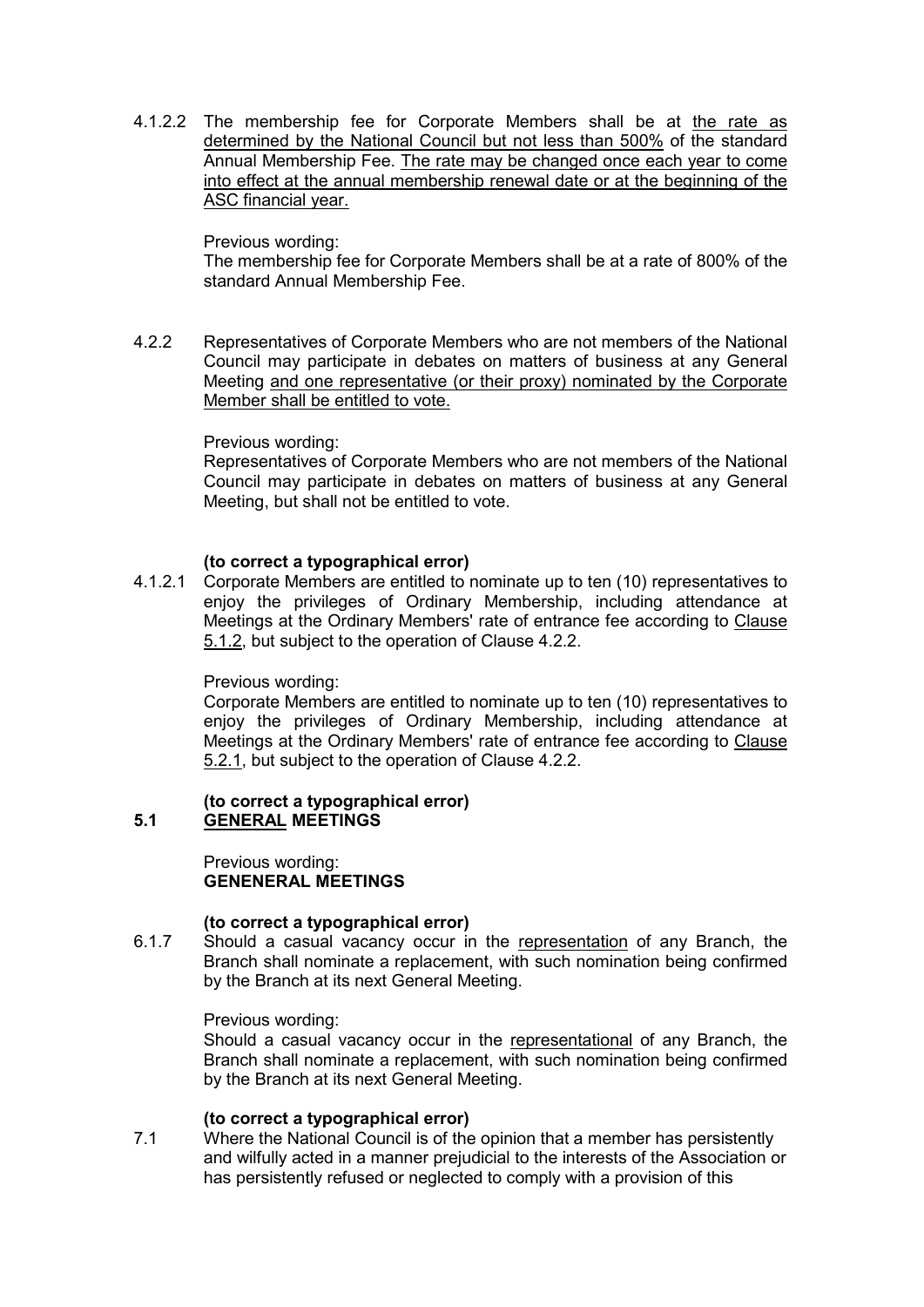4.1.2.2 The membership fee for Corporate Members shall be at <u>the rate as determined by the National Council but not less than 500%</u> of the standard Annual Membership Fee. <u>The rate may be changed once each year to come into effect at the annual membership renewal date or at the beginning of the ASC financial year.</u>

Previous wording:
The membership fee for Corporate Members shall be at a rate of 800% of the standard Annual Membership Fee.

4.2.2 Representatives of Corporate Members who are not members of the National Council may participate in debates on matters of business at any General Meeting <u>and one representative (or their proxy) nominated by the Corporate Member shall be entitled to vote.</u>

Previous wording:
Representatives of Corporate Members who are not members of the National Council may participate in debates on matters of business at any General Meeting, but shall not be entitled to vote.

**(to correct a typographical error)**

4.1.2.1 Corporate Members are entitled to nominate up to ten (10) representatives to enjoy the privileges of Ordinary Membership, including attendance at Meetings at the Ordinary Members' rate of entrance fee according to <u>Clause 5.1.2</u>, but subject to the operation of Clause 4.2.2.

Previous wording:
Corporate Members are entitled to nominate up to ten (10) representatives to enjoy the privileges of Ordinary Membership, including attendance at Meetings at the Ordinary Members' rate of entrance fee according to <u>Clause 5.2.1</u>, but subject to the operation of Clause 4.2.2.

**(to correct a typographical error)**

**5.1 <u>GENERAL</u> MEETINGS**

Previous wording:
**GENENERAL MEETINGS**

**(to correct a typographical error)**

6.1.7 Should a casual vacancy occur in the <u>representation</u> of any Branch, the Branch shall nominate a replacement, with such nomination being confirmed by the Branch at its next General Meeting.

Previous wording:
Should a casual vacancy occur in the <u>representational</u> of any Branch, the Branch shall nominate a replacement, with such nomination being confirmed by the Branch at its next General Meeting.

**(to correct a typographical error)**

7.1 Where the National Council is of the opinion that a member has persistently and wilfully acted in a manner prejudicial to the interests of the Association or has persistently refused or neglected to comply with a provision of this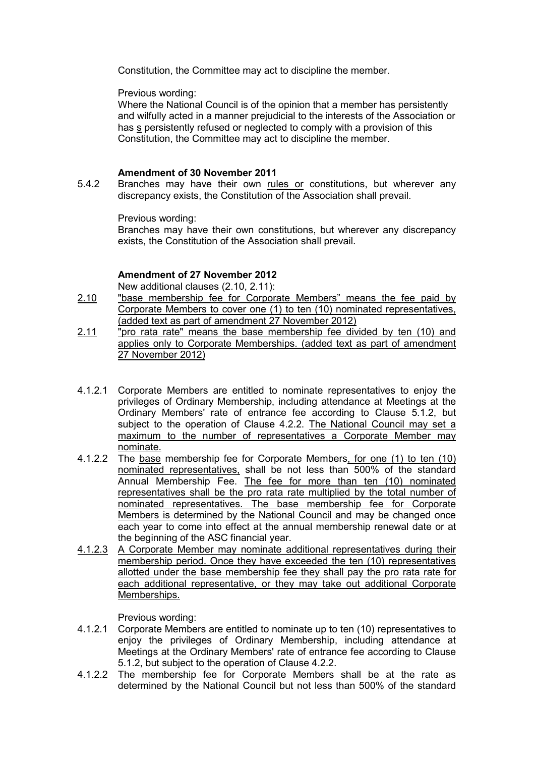Constitution, the Committee may act to discipline the member.

Previous wording:
Where the National Council is of the opinion that a member has persistently and wilfully acted in a manner prejudicial to the interests of the Association or has s persistently refused or neglected to comply with a provision of this Constitution, the Committee may act to discipline the member.

**Amendment of 30 November 2011**

5.4.2 Branches may have their own <u>rules or</u> constitutions, but wherever any discrepancy exists, the Constitution of the Association shall prevail.

Previous wording:
Branches may have their own constitutions, but wherever any discrepancy exists, the Constitution of the Association shall prevail.

**Amendment of 27 November 2012**

New additional clauses (2.10, 2.11):

<u>2.10</u> <u>"base membership fee for Corporate Members" means the fee paid by Corporate Members to cover one (1) to ten (10) nominated representatives, (added text as part of amendment 27 November 2012)</u>

<u>2.11</u> <u>"pro rata rate" means the base membership fee divided by ten (10) and applies only to Corporate Memberships. (added text as part of amendment 27 November 2012)</u>

4.1.2.1 Corporate Members are entitled to nominate representatives to enjoy the privileges of Ordinary Membership, including attendance at Meetings at the Ordinary Members' rate of entrance fee according to Clause 5.1.2, but subject to the operation of Clause 4.2.2. <u>The National Council may set a maximum to the number of representatives a Corporate Member may nominate.</u>

4.1.2.2 The <u>base</u> membership fee for Corporate Members<u>, for one (1) to ten (10) nominated representatives,</u> shall be not less than 500% of the standard Annual Membership Fee. <u>The fee for more than ten (10) nominated representatives shall be the pro rata rate multiplied by the total number of nominated representatives. The base membership fee for Corporate Members is determined by the National Council and</u> may be changed once each year to come into effect at the annual membership renewal date or at the beginning of the ASC financial year.

<u>4.1.2.3</u> <u>A Corporate Member may nominate additional representatives during their membership period. Once they have exceeded the ten (10) representatives allotted under the base membership fee they shall pay the pro rata rate for each additional representative, or they may take out additional Corporate Memberships.</u>

Previous wording:

4.1.2.1 Corporate Members are entitled to nominate up to ten (10) representatives to enjoy the privileges of Ordinary Membership, including attendance at Meetings at the Ordinary Members' rate of entrance fee according to Clause 5.1.2, but subject to the operation of Clause 4.2.2.

4.1.2.2 The membership fee for Corporate Members shall be at the rate as determined by the National Council but not less than 500% of the standard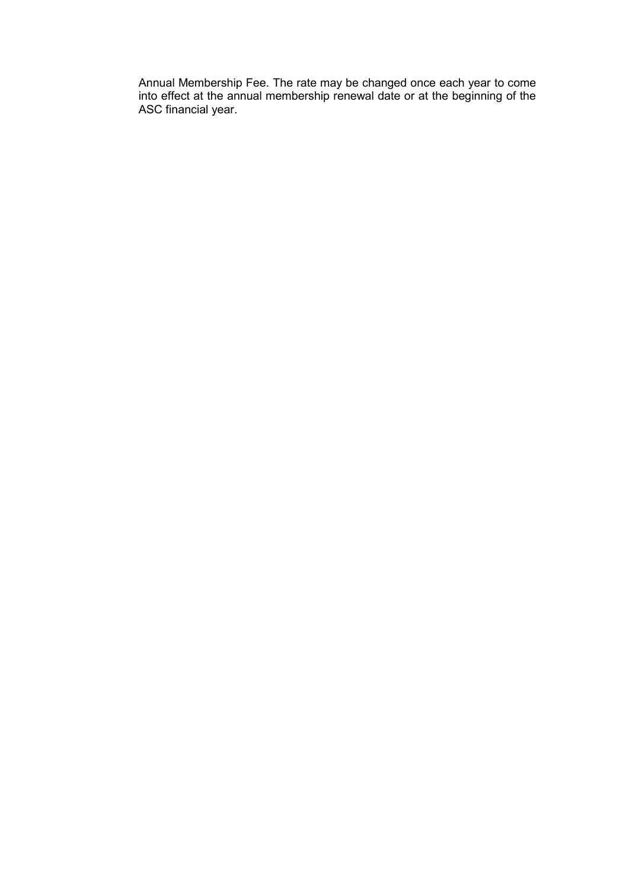Annual Membership Fee. The rate may be changed once each year to come into effect at the annual membership renewal date or at the beginning of the ASC financial year.